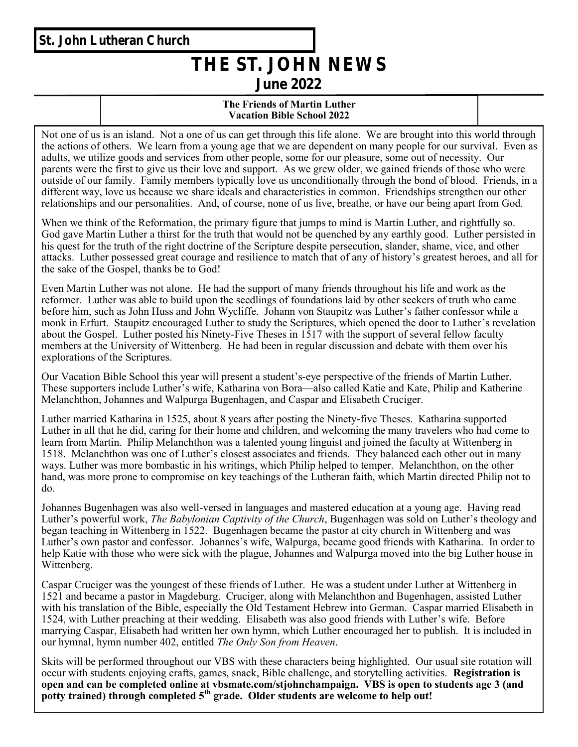**St. John Lutheran Church**

# THE ST. JOHN NEWS

## June 2022

### The Friends of Martin Luther
### Vacation Bible School 2022

Not one of us is an island. Not a one of us can get through this life alone. We are brought into this world through the actions of others. We learn from a young age that we are dependent on many people for our survival. Even as adults, we utilize goods and services from other people, some for our pleasure, some out of necessity. Our parents were the first to give us their love and support. As we grew older, we gained friends of those who were outside of our family. Family members typically love us unconditionally through the bond of blood. Friends, in a different way, love us because we share ideals and characteristics in common. Friendships strengthen our other relationships and our personalities. And, of course, none of us live, breathe, or have our being apart from God.

When we think of the Reformation, the primary figure that jumps to mind is Martin Luther, and rightfully so. God gave Martin Luther a thirst for the truth that would not be quenched by any earthly good. Luther persisted in his quest for the truth of the right doctrine of the Scripture despite persecution, slander, shame, vice, and other attacks. Luther possessed great courage and resilience to match that of any of history's greatest heroes, and all for the sake of the Gospel, thanks be to God!

Even Martin Luther was not alone. He had the support of many friends throughout his life and work as the reformer. Luther was able to build upon the seedlings of foundations laid by other seekers of truth who came before him, such as John Huss and John Wycliffe. Johann von Staupitz was Luther's father confessor while a monk in Erfurt. Staupitz encouraged Luther to study the Scriptures, which opened the door to Luther's revelation about the Gospel. Luther posted his Ninety-Five Theses in 1517 with the support of several fellow faculty members at the University of Wittenberg. He had been in regular discussion and debate with them over his explorations of the Scriptures.

Our Vacation Bible School this year will present a student's-eye perspective of the friends of Martin Luther. These supporters include Luther's wife, Katharina von Bora—also called Katie and Kate, Philip and Katherine Melanchthon, Johannes and Walpurga Bugenhagen, and Caspar and Elisabeth Cruciger.

Luther married Katharina in 1525, about 8 years after posting the Ninety-five Theses. Katharina supported Luther in all that he did, caring for their home and children, and welcoming the many travelers who had come to learn from Martin. Philip Melanchthon was a talented young linguist and joined the faculty at Wittenberg in 1518. Melanchthon was one of Luther's closest associates and friends. They balanced each other out in many ways. Luther was more bombastic in his writings, which Philip helped to temper. Melanchthon, on the other hand, was more prone to compromise on key teachings of the Lutheran faith, which Martin directed Philip not to do.

Johannes Bugenhagen was also well-versed in languages and mastered education at a young age. Having read Luther's powerful work, *The Babylonian Captivity of the Church*, Bugenhagen was sold on Luther's theology and began teaching in Wittenberg in 1522. Bugenhagen became the pastor at city church in Wittenberg and was Luther's own pastor and confessor. Johannes's wife, Walpurga, became good friends with Katharina. In order to help Katie with those who were sick with the plague, Johannes and Walpurga moved into the big Luther house in Wittenberg.

Caspar Cruciger was the youngest of these friends of Luther. He was a student under Luther at Wittenberg in 1521 and became a pastor in Magdeburg. Cruciger, along with Melanchthon and Bugenhagen, assisted Luther with his translation of the Bible, especially the Old Testament Hebrew into German. Caspar married Elisabeth in 1524, with Luther preaching at their wedding. Elisabeth was also good friends with Luther's wife. Before marrying Caspar, Elisabeth had written her own hymn, which Luther encouraged her to publish. It is included in our hymnal, hymn number 402, entitled *The Only Son from Heaven*.

Skits will be performed throughout our VBS with these characters being highlighted. Our usual site rotation will occur with students enjoying crafts, games, snack, Bible challenge, and storytelling activities. **Registration is open and can be completed online at vbsmate.com/stjohnchampaign. VBS is open to students age 3 (and potty trained) through completed 5th grade. Older students are welcome to help out!**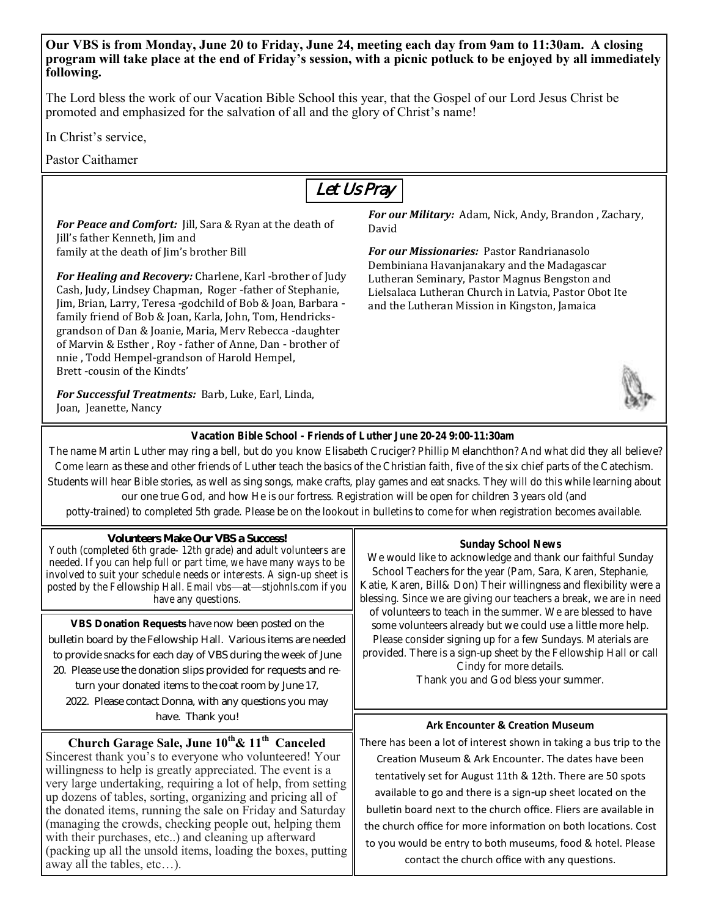**Our VBS is from Monday, June 20 to Friday, June 24, meeting each day from 9am to 11:30am. A closing program will take place at the end of Friday's session, with a picnic potluck to be enjoyed by all immediately following.**

The Lord bless the work of our Vacation Bible School this year, that the Gospel of our Lord Jesus Christ be promoted and emphasized for the salvation of all and the glory of Christ's name!

In Christ's service,

Pastor Caithamer

## Let Us Pray

***For Peace and Comfort:*** Jill, Sara & Ryan at the death of Jill's father Kenneth, Jim and family at the death of Jim's brother Bill

***For Healing and Recovery:*** Charlene, Karl -brother of Judy Cash, Judy, Lindsey Chapman, Roger -father of Stephanie, Jim, Brian, Larry, Teresa -godchild of Bob & Joan, Barbara -family friend of Bob & Joan, Karla, John, Tom, Hendricks-grandson of Dan & Joanie, Maria, Merv Rebecca -daughter of Marvin & Esther , Roy - father of Anne, Dan - brother of nnie , Todd Hempel-grandson of Harold Hempel, Brett -cousin of the Kindts'

***For Successful Treatments:*** Barb, Luke, Earl, Linda, Joan, Jeanette, Nancy

***For our Military:*** Adam, Nick, Andy, Brandon , Zachary, David

***For our Missionaries:*** Pastor Randrianasolo Dembiniana Havanjanakary and the Madagascar Lutheran Seminary, Pastor Magnus Bengston and Lielsalaca Lutheran Church in Latvia, Pastor Obot Ite and the Lutheran Mission in Kingston, Jamaica

### Vacation Bible School - Friends of Luther June 20-24 9:00-11:30am

The name Martin Luther may ring a bell, but do you know Elisabeth Cruciger? Phillip Melanchthon? And what did they all believe? Come learn as these and other friends of Luther teach the basics of the Christian faith, five of the six chief parts of the Catechism. Students will hear Bible stories, as well as sing songs, make crafts, play games and eat snacks. They will do this while learning about our one true God, and how He is our fortress. Registration will be open for children 3 years old (and potty-trained) to completed 5th grade. Please be on the lookout in bulletins to come for when registration becomes available.

### Volunteers Make Our VBS a Success!

Youth (completed 6th grade- 12th grade) and adult volunteers are needed. If you can help full or part time, we have many ways to be involved to suit your schedule needs or interests. A sign-up sheet is posted by the Fellowship Hall. Email vbs—at—stjohnls.com if you have any questions.

**VBS Donation Requests** have now been posted on the bulletin board by the Fellowship Hall. Various items are needed to provide snacks for each day of VBS during the week of June 20. Please use the donation slips provided for requests and return your donated items to the coat room by June 17, 2022. Please contact Donna, with any questions you may have. Thank you!

### Church Garage Sale, June 10th& 11th Canceled

Sincerest thank you's to everyone who volunteered! Your willingness to help is greatly appreciated. The event is a very large undertaking, requiring a lot of help, from setting up dozens of tables, sorting, organizing and pricing all of the donated items, running the sale on Friday and Saturday (managing the crowds, checking people out, helping them with their purchases, etc..) and cleaning up afterward (packing up all the unsold items, loading the boxes, putting away all the tables, etc…).

### Sunday School News

We would like to acknowledge and thank our faithful Sunday School Teachers for the year (Pam, Sara, Karen, Stephanie, Katie, Karen, Bill& Don) Their willingness and flexibility were a blessing. Since we are giving our teachers a break, we are in need of volunteers to teach in the summer. We are blessed to have some volunteers already but we could use a little more help. Please consider signing up for a few Sundays. Materials are provided. There is a sign-up sheet by the Fellowship Hall or call Cindy for more details.

Thank you and God bless your summer.

### Ark Encounter & Creation Museum

There has been a lot of interest shown in taking a bus trip to the Creation Museum & Ark Encounter. The dates have been tentatively set for August 11th & 12th. There are 50 spots available to go and there is a sign-up sheet located on the bulletin board next to the church office. Fliers are available in the church office for more information on both locations. Cost to you would be entry to both museums, food & hotel. Please contact the church office with any questions.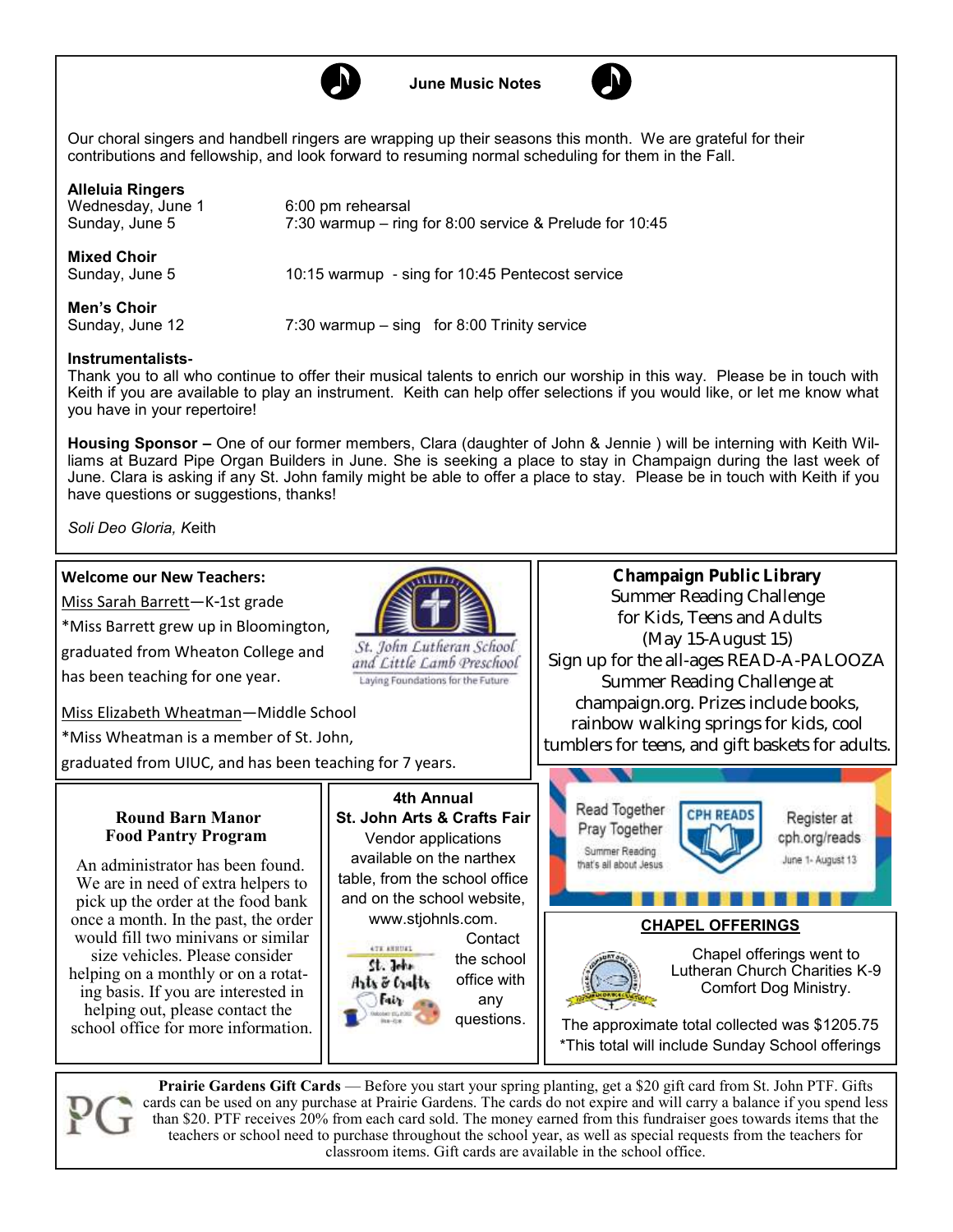## June Music Notes

Our choral singers and handbell ringers are wrapping up their seasons this month. We are grateful for their contributions and fellowship, and look forward to resuming normal scheduling for them in the Fall.

**Alleluia Ringers**

| | |
|---|---|
| Wednesday, June 1 | 6:00 pm rehearsal |
| Sunday, June 5 | 7:30 warmup – ring for 8:00 service & Prelude for 10:45 |

**Mixed Choir**

| | |
|---|---|
| Sunday, June 5 | 10:15 warmup - sing for 10:45 Pentecost service |

**Men's Choir**

| | |
|---|---|
| Sunday, June 12 | 7:30 warmup – sing for 8:00 Trinity service |

**Instrumentalists-**
Thank you to all who continue to offer their musical talents to enrich our worship in this way. Please be in touch with Keith if you are available to play an instrument. Keith can help offer selections if you would like, or let me know what you have in your repertoire!

**Housing Sponsor –** One of our former members, Clara (daughter of John & Jennie ) will be interning with Keith Williams at Buzard Pipe Organ Builders in June. She is seeking a place to stay in Champaign during the last week of June. Clara is asking if any St. John family might be able to offer a place to stay. Please be in touch with Keith if you have questions or suggestions, thanks!

*Soli Deo Gloria, K*eith

---

**Welcome our New Teachers:**

Miss Sarah Barrett—K-1st grade

*Miss Barrett grew up in Bloomington, graduated from Wheaton College and has been teaching for one year.

Miss Elizabeth Wheatman—Middle School

*Miss Wheatman is a member of St. John, graduated from UIUC, and has been teaching for 7 years.

St. John Lutheran School and Little Lamb Preschool
Laying Foundations for the Future

---

**Champaign Public Library**
Summer Reading Challenge
for Kids, Teens and Adults
(May 15-August 15)
Sign up for the all-ages READ-A-PALOOZA Summer Reading Challenge at champaign.org. Prizes include books, rainbow walking springs for kids, cool tumblers for teens, and gift baskets for adults.

---

**Round Barn Manor Food Pantry Program**

An administrator has been found. We are in need of extra helpers to pick up the order at the food bank once a month. In the past, the order would fill two minivans or similar size vehicles. Please consider helping on a monthly or on a rotating basis. If you are interested in helping out, please contact the school office for more information.

---

**4th Annual St. John Arts & Crafts Fair**

Vendor applications available on the narthex table, from the school office and on the school website, www.stjohnls.com. Contact the school office with any questions.

---

Read Together Pray Together
Summer Reading that's all about Jesus

CPH READS

Register at cph.org/reads
June 1- August 13

---

**CHAPEL OFFERINGS**

Chapel offerings went to Lutheran Church Charities K-9 Comfort Dog Ministry.

The approximate total collected was $1205.75
*This total will include Sunday School offerings

---

**Prairie Gardens Gift Cards** — Before you start your spring planting, get a $20 gift card from St. John PTF. Gifts cards can be used on any purchase at Prairie Gardens. The cards do not expire and will carry a balance if you spend less than $20. PTF receives 20% from each card sold. The money earned from this fundraiser goes towards items that the teachers or school need to purchase throughout the school year, as well as special requests from the teachers for classroom items. Gift cards are available in the school office.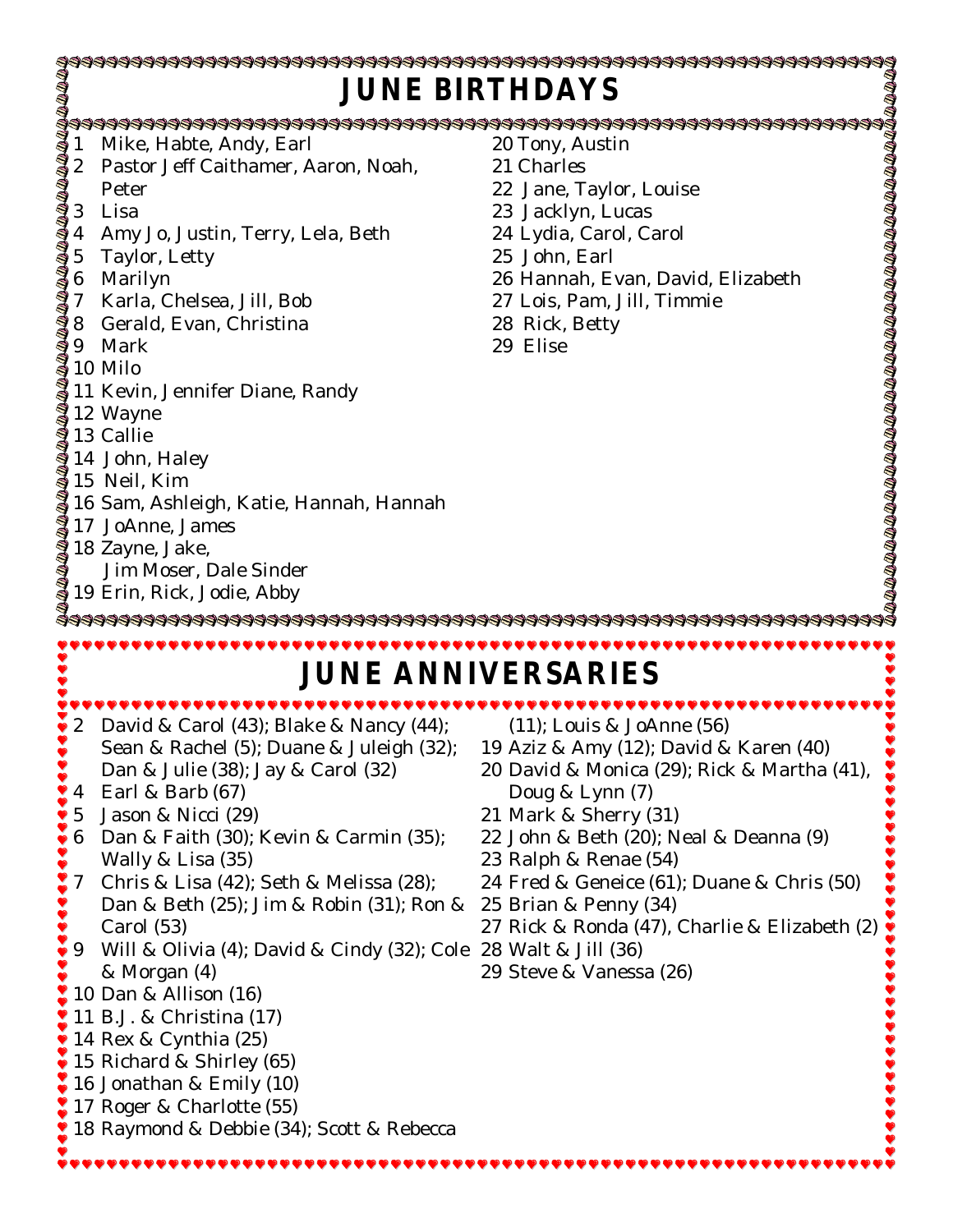# JUNE BIRTHDAYS

1 Mike, Habte, Andy, Earl
2 Pastor Jeff Caithamer, Aaron, Noah, Peter
3 Lisa
4 Amy Jo, Justin, Terry, Lela, Beth
5 Taylor, Letty
6 Marilyn
7 Karla, Chelsea, Jill, Bob
8 Gerald, Evan, Christina
9 Mark
10 Milo
11 Kevin, Jennifer Diane, Randy
12 Wayne
13 Callie
14 John, Haley
15 Neil, Kim
16 Sam, Ashleigh, Katie, Hannah, Hannah
17 JoAnne, James
18 Zayne, Jake, Jim Moser, Dale Sinder
19 Erin, Rick, Jodie, Abby
20 Tony, Austin
21 Charles
22 Jane, Taylor, Louise
23 Jacklyn, Lucas
24 Lydia, Carol, Carol
25 John, Earl
26 Hannah, Evan, David, Elizabeth
27 Lois, Pam, Jill, Timmie
28 Rick, Betty
29 Elise

# JUNE ANNIVERSARIES

2 David & Carol (43); Blake & Nancy (44); Sean & Rachel (5); Duane & Juleigh (32); Dan & Julie (38); Jay & Carol (32)
4 Earl & Barb (67)
5 Jason & Nicci (29)
6 Dan & Faith (30); Kevin & Carmin (35); Wally & Lisa (35)
7 Chris & Lisa (42); Seth & Melissa (28); Dan & Beth (25); Jim & Robin (31); Ron & Carol (53)
9 Will & Olivia (4); David & Cindy (32); Cole & Morgan (4)
10 Dan & Allison (16)
11 B.J. & Christina (17)
14 Rex & Cynthia (25)
15 Richard & Shirley (65)
16 Jonathan & Emily (10)
17 Roger & Charlotte (55)
18 Raymond & Debbie (34); Scott & Rebecca (11); Louis & JoAnne (56)
19 Aziz & Amy (12); David & Karen (40)
20 David & Monica (29); Rick & Martha (41), Doug & Lynn (7)
21 Mark & Sherry (31)
22 John & Beth (20); Neal & Deanna (9)
23 Ralph & Renae (54)
24 Fred & Geneice (61); Duane & Chris (50)
25 Brian & Penny (34)
27 Rick & Ronda (47), Charlie & Elizabeth (2)
28 Walt & Jill (36)
29 Steve & Vanessa (26)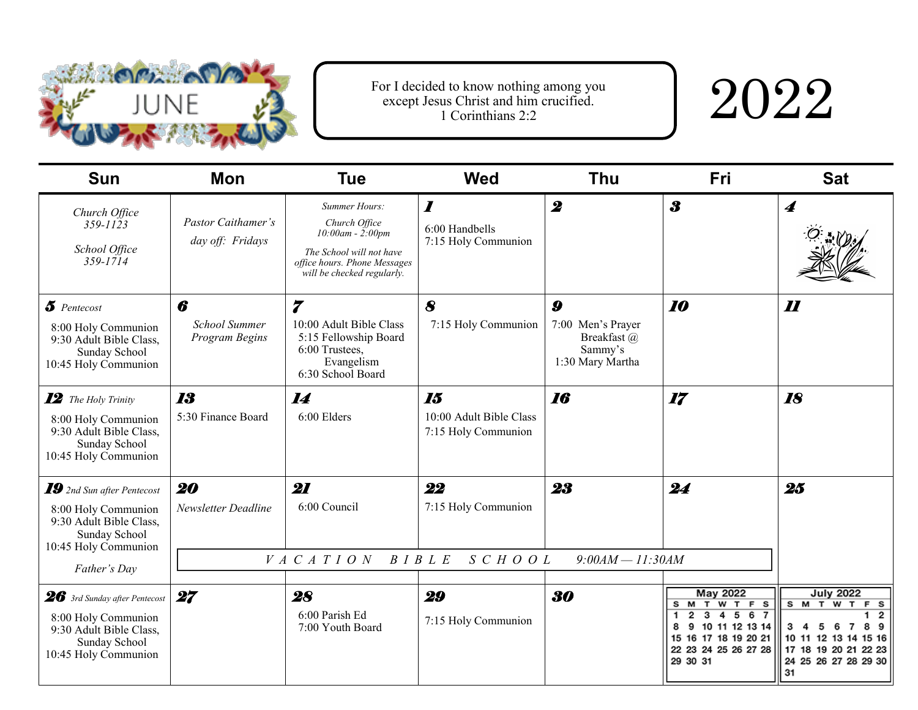# JUNE 2022

For I decided to know nothing among you
except Jesus Christ and him crucified.
1 Corinthians 2:2

| Sun | Mon | Tue | Wed | Thu | Fri | Sat |
|---|---|---|---|---|---|---|
| *Church Office* *359-1123* *School Office* *359-1714* | *Pastor Caithamer's day off: Fridays* | *Summer Hours:* *Church Office* *10:00am - 2:00pm* *The School will not have office hours. Phone Messages will be checked regularly.* | **1** 6:00 Handbells 7:15 Holy Communion | **2** | **3** | **4** |
| **5** *Pentecost* 8:00 Holy Communion 9:30 Adult Bible Class, Sunday School 10:45 Holy Communion | **6** *School Summer Program Begins* | **7** 10:00 Adult Bible Class 5:15 Fellowship Board 6:00 Trustees, Evangelism 6:30 School Board | **8** 7:15 Holy Communion | **9** 7:00 Men's Prayer Breakfast @ Sammy's 1:30 Mary Martha | **10** | **11** |
| **12** *The Holy Trinity* 8:00 Holy Communion 9:30 Adult Bible Class, Sunday School 10:45 Holy Communion | **13** 5:30 Finance Board | **14** 6:00 Elders | **15** 10:00 Adult Bible Class 7:15 Holy Communion | **16** | **17** | **18** |
| **19** *2nd Sun after Pentecost* 8:00 Holy Communion 9:30 Adult Bible Class, Sunday School 10:45 Holy Communion *Father's Day* | **20** *Newsletter Deadline* *VACATION BIBLE SCHOOL 9:00AM — 11:30AM* | **21** 6:00 Council *VACATION BIBLE SCHOOL 9:00AM — 11:30AM* | **22** 7:15 Holy Communion *VACATION BIBLE SCHOOL 9:00AM — 11:30AM* | **23** *VACATION BIBLE SCHOOL 9:00AM — 11:30AM* | **24** *VACATION BIBLE SCHOOL 9:00AM — 11:30AM* | **25** |
| **26** *3rd Sunday after Pentecost* 8:00 Holy Communion 9:30 Adult Bible Class, Sunday School 10:45 Holy Communion | **27** | **28** 6:00 Parish Ed 7:00 Youth Board | **29** 7:15 Holy Communion | **30** | | |

**May 2022**

| S | M | T | W | T | F | S |
|---|---|---|---|---|---|---|
| 1 | 2 | 3 | 4 | 5 | 6 | 7 |
| 8 | 9 | 10 | 11 | 12 | 13 | 14 |
| 15 | 16 | 17 | 18 | 19 | 20 | 21 |
| 22 | 23 | 24 | 25 | 26 | 27 | 28 |
| 29 | 30 | 31 | | | | |

**July 2022**

| S | M | T | W | T | F | S |
|---|---|---|---|---|---|---|
| | | | | | 1 | 2 |
| 3 | 4 | 5 | 6 | 7 | 8 | 9 |
| 10 | 11 | 12 | 13 | 14 | 15 | 16 |
| 17 | 18 | 19 | 20 | 21 | 22 | 23 |
| 24 | 25 | 26 | 27 | 28 | 29 | 30 |
| 31 | | | | | | |